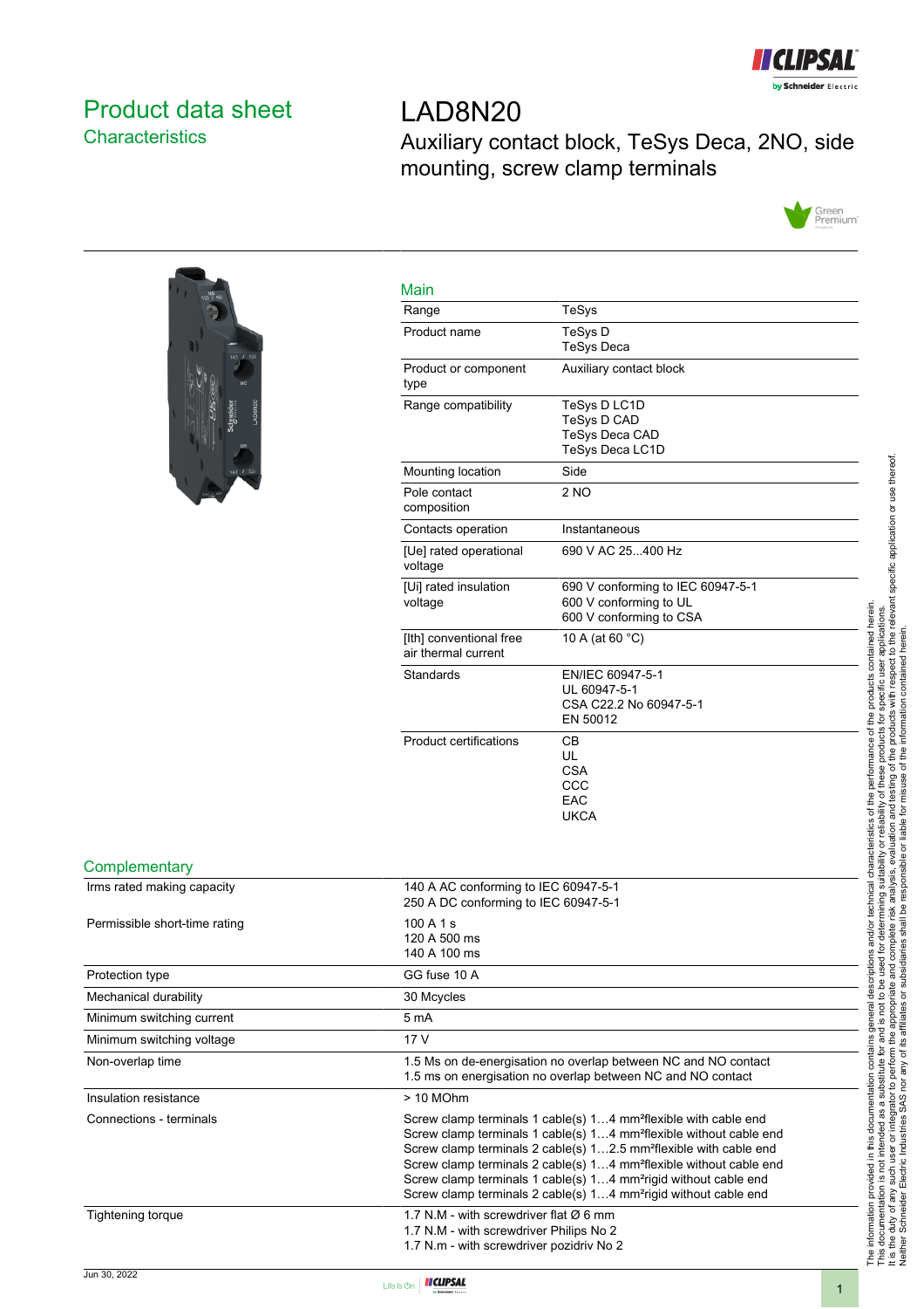# Product data sheet

## Characteristics

# LAD8N20

Auxiliary contact block, TeSys Deca, 2NO, side mounting, screw clamp terminals

## Main

| | |
|---|---|
| Range | TeSys |
| Product name | TeSys D<br>TeSys Deca |
| Product or component type | Auxiliary contact block |
| Range compatibility | TeSys D LC1D<br>TeSys D CAD<br>TeSys Deca CAD<br>TeSys Deca LC1D |
| Mounting location | Side |
| Pole contact composition | 2 NO |
| Contacts operation | Instantaneous |
| [Ue] rated operational voltage | 690 V AC 25...400 Hz |
| [Ui] rated insulation voltage | 690 V conforming to IEC 60947-5-1<br>600 V conforming to UL<br>600 V conforming to CSA |
| [Ith] conventional free air thermal current | 10 A (at 60 °C) |
| Standards | EN/IEC 60947-5-1<br>UL 60947-5-1<br>CSA C22.2 No 60947-5-1<br>EN 50012 |
| Product certifications | CB<br>UL<br>CSA<br>CCC<br>EAC<br>UKCA |

## Complementary

| | |
|---|---|
| Irms rated making capacity | 140 A AC conforming to IEC 60947-5-1<br>250 A DC conforming to IEC 60947-5-1 |
| Permissible short-time rating | 100 A 1 s<br>120 A 500 ms<br>140 A 100 ms |
| Protection type | GG fuse 10 A |
| Mechanical durability | 30 Mcycles |
| Minimum switching current | 5 mA |
| Minimum switching voltage | 17 V |
| Non-overlap time | 1.5 Ms on de-energisation no overlap between NC and NO contact<br>1.5 ms on energisation no overlap between NC and NO contact |
| Insulation resistance | > 10 MOhm |
| Connections - terminals | Screw clamp terminals 1 cable(s) 1…4 mm²flexible with cable end<br>Screw clamp terminals 1 cable(s) 1…4 mm²flexible without cable end<br>Screw clamp terminals 2 cable(s) 1…2.5 mm²flexible with cable end<br>Screw clamp terminals 2 cable(s) 1…4 mm²flexible without cable end<br>Screw clamp terminals 1 cable(s) 1…4 mm²rigid without cable end<br>Screw clamp terminals 2 cable(s) 1…4 mm²rigid without cable end |
| Tightening torque | 1.7 N.M - with screwdriver flat Ø 6 mm<br>1.7 N.M - with screwdriver Philips No 2<br>1.7 N.m - with screwdriver pozidriv No 2 |

The information provided in this documentation contains general descriptions and/or technical characteristics of the performance of the products contained herein. This documentation is not intended as a substitute for and is not to be used for determining suitability or reliability of these products for specific user applications. It is the duty of any such user or integrator to perform the appropriate and complete risk analysis, evaluation and testing of the products with respect to the relevant specific application or use thereof. Neither Schneider Electric Industries SAS nor any of its affiliates or subsidiaries shall be responsible or liable for misuse of the information contained herein.

Jun 30, 2022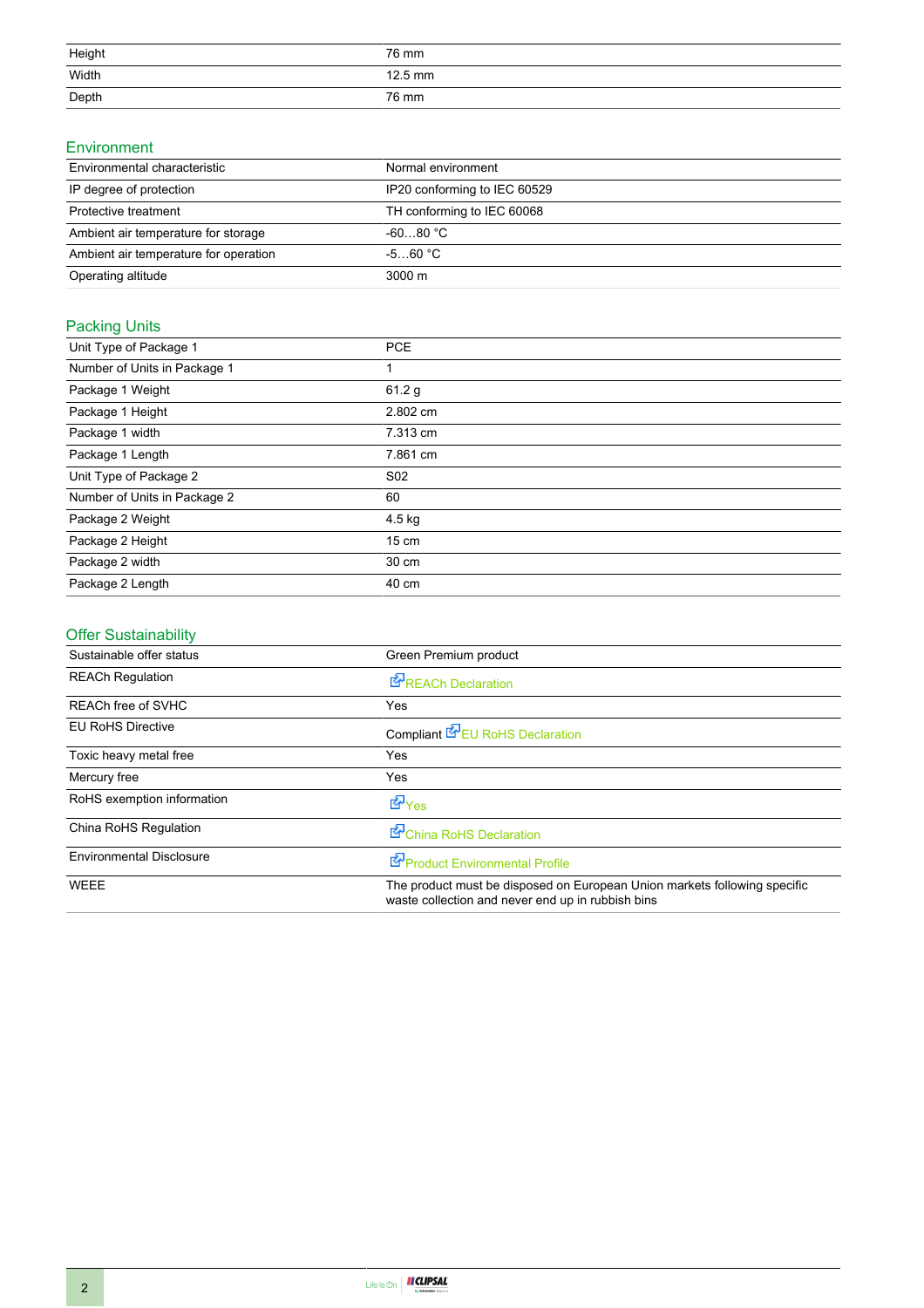| | |
|---|---|
| Height | 76 mm |
| Width | 12.5 mm |
| Depth | 76 mm |

## Environment

| | |
|---|---|
| Environmental characteristic | Normal environment |
| IP degree of protection | IP20 conforming to IEC 60529 |
| Protective treatment | TH conforming to IEC 60068 |
| Ambient air temperature for storage | -60…80 °C |
| Ambient air temperature for operation | -5…60 °C |
| Operating altitude | 3000 m |

## Packing Units

| | |
|---|---|
| Unit Type of Package 1 | PCE |
| Number of Units in Package 1 | 1 |
| Package 1 Weight | 61.2 g |
| Package 1 Height | 2.802 cm |
| Package 1 width | 7.313 cm |
| Package 1 Length | 7.861 cm |
| Unit Type of Package 2 | S02 |
| Number of Units in Package 2 | 60 |
| Package 2 Weight | 4.5 kg |
| Package 2 Height | 15 cm |
| Package 2 width | 30 cm |
| Package 2 Length | 40 cm |

## Offer Sustainability

| | |
|---|---|
| Sustainable offer status | Green Premium product |
| REACh Regulation | REACh Declaration |
| REACh free of SVHC | Yes |
| EU RoHS Directive | Compliant EU RoHS Declaration |
| Toxic heavy metal free | Yes |
| Mercury free | Yes |
| RoHS exemption information | Yes |
| China RoHS Regulation | China RoHS Declaration |
| Environmental Disclosure | Product Environmental Profile |
| WEEE | The product must be disposed on European Union markets following specific waste collection and never end up in rubbish bins |